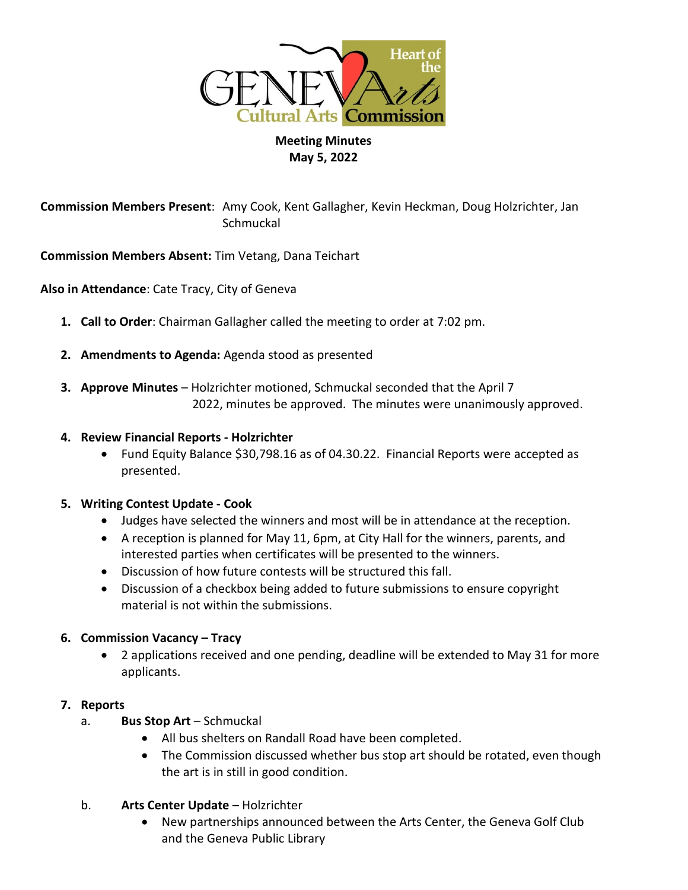GENEVA Heart of the Arts
Cultural Arts Commission

**Meeting Minutes**
**May 5, 2022**

**Commission Members Present**: Amy Cook, Kent Gallagher, Kevin Heckman, Doug Holzrichter, Jan Schmuckal

**Commission Members Absent:** Tim Vetang, Dana Teichart

**Also in Attendance**: Cate Tracy, City of Geneva

1. **Call to Order**: Chairman Gallagher called the meeting to order at 7:02 pm.

2. **Amendments to Agenda:** Agenda stood as presented

3. **Approve Minutes** – Holzrichter motioned, Schmuckal seconded that the April 7 2022, minutes be approved. The minutes were unanimously approved.

4. **Review Financial Reports - Holzrichter**
   - Fund Equity Balance $30,798.16 as of 04.30.22. Financial Reports were accepted as presented.

5. **Writing Contest Update - Cook**
   - Judges have selected the winners and most will be in attendance at the reception.
   - A reception is planned for May 11, 6pm, at City Hall for the winners, parents, and interested parties when certificates will be presented to the winners.
   - Discussion of how future contests will be structured this fall.
   - Discussion of a checkbox being added to future submissions to ensure copyright material is not within the submissions.

6. **Commission Vacancy – Tracy**
   - 2 applications received and one pending, deadline will be extended to May 31 for more applicants.

7. **Reports**

   a. **Bus Stop Art** – Schmuckal
      - All bus shelters on Randall Road have been completed.
      - The Commission discussed whether bus stop art should be rotated, even though the art is in still in good condition.

   b. **Arts Center Update** – Holzrichter
      - New partnerships announced between the Arts Center, the Geneva Golf Club and the Geneva Public Library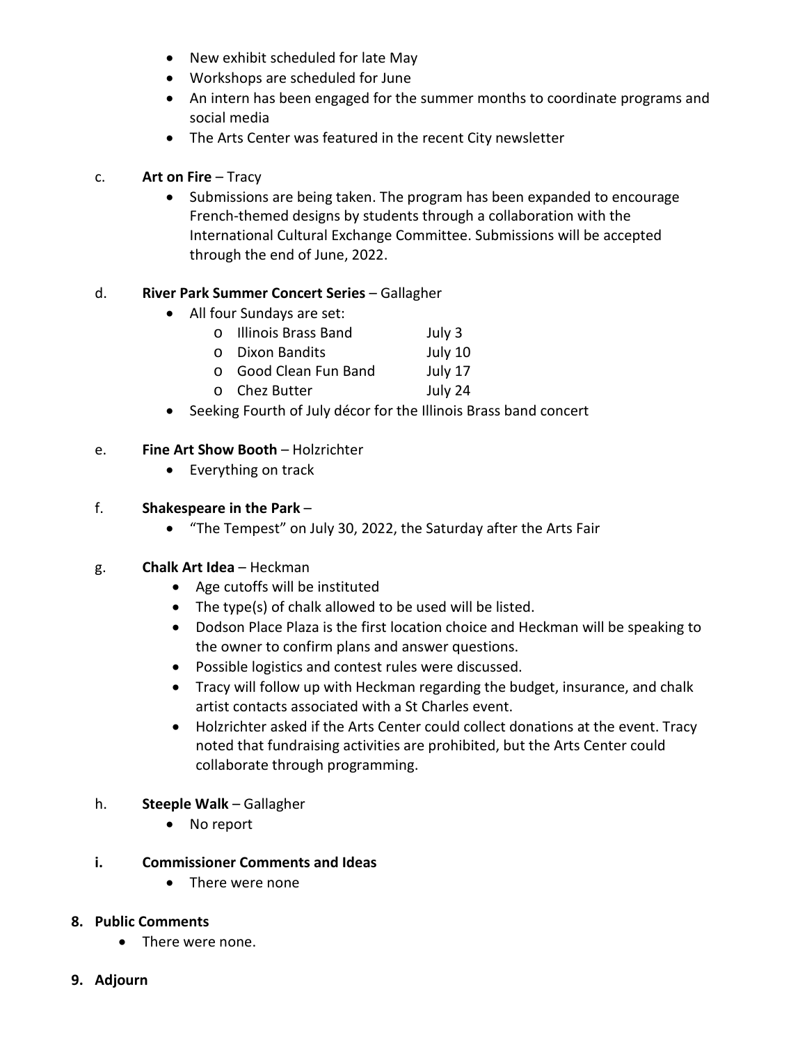- New exhibit scheduled for late May
- Workshops are scheduled for June
- An intern has been engaged for the summer months to coordinate programs and social media
- The Arts Center was featured in the recent City newsletter

c. **Art on Fire** – Tracy

- Submissions are being taken. The program has been expanded to encourage French-themed designs by students through a collaboration with the International Cultural Exchange Committee. Submissions will be accepted through the end of June, 2022.

d. **River Park Summer Concert Series** – Gallagher

- All four Sundays are set:
  - Illinois Brass Band July 3
  - Dixon Bandits July 10
  - Good Clean Fun Band July 17
  - Chez Butter July 24
- Seeking Fourth of July décor for the Illinois Brass band concert

e. **Fine Art Show Booth** – Holzrichter

- Everything on track

f. **Shakespeare in the Park** –

- "The Tempest" on July 30, 2022, the Saturday after the Arts Fair

g. **Chalk Art Idea** – Heckman

- Age cutoffs will be instituted
- The type(s) of chalk allowed to be used will be listed.
- Dodson Place Plaza is the first location choice and Heckman will be speaking to the owner to confirm plans and answer questions.
- Possible logistics and contest rules were discussed.
- Tracy will follow up with Heckman regarding the budget, insurance, and chalk artist contacts associated with a St Charles event.
- Holzrichter asked if the Arts Center could collect donations at the event. Tracy noted that fundraising activities are prohibited, but the Arts Center could collaborate through programming.

h. **Steeple Walk** – Gallagher

- No report

**i. Commissioner Comments and Ideas**

- There were none

**8. Public Comments**

- There were none.

**9. Adjourn**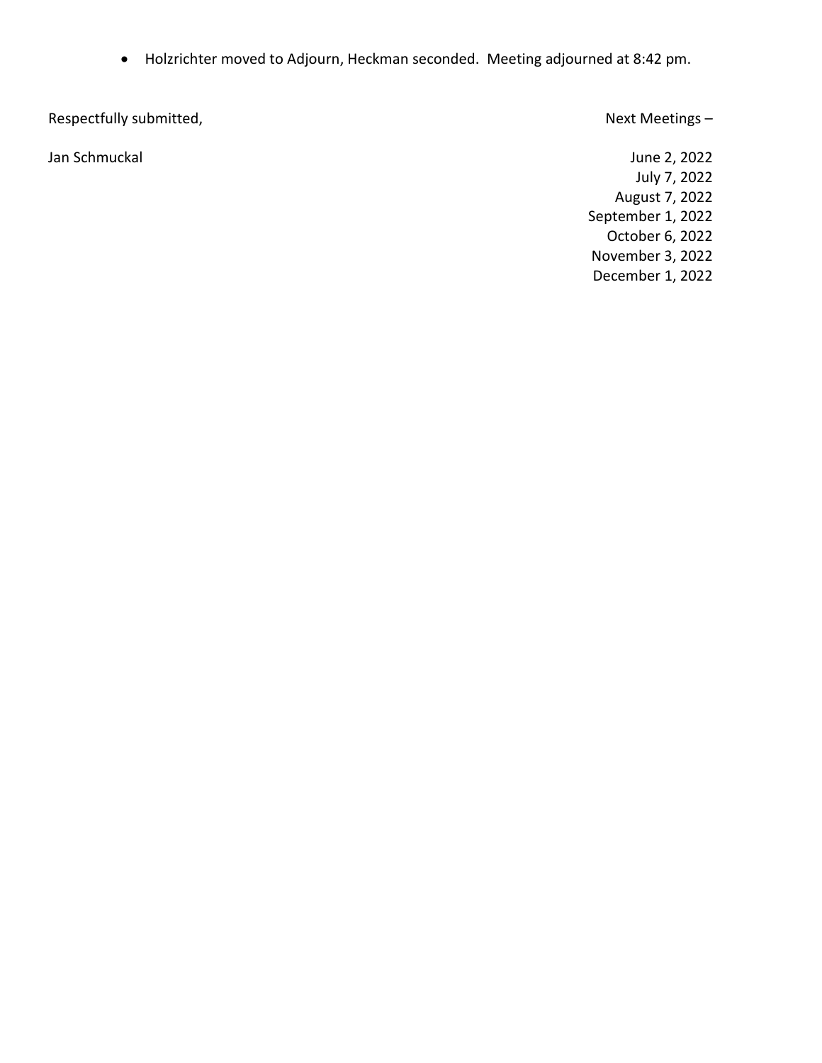- Holzrichter moved to Adjourn, Heckman seconded. Meeting adjourned at 8:42 pm.

Respectfully submitted,

Jan Schmuckal

Next Meetings –

June 2, 2022
July 7, 2022
August 7, 2022
September 1, 2022
October 6, 2022
November 3, 2022
December 1, 2022